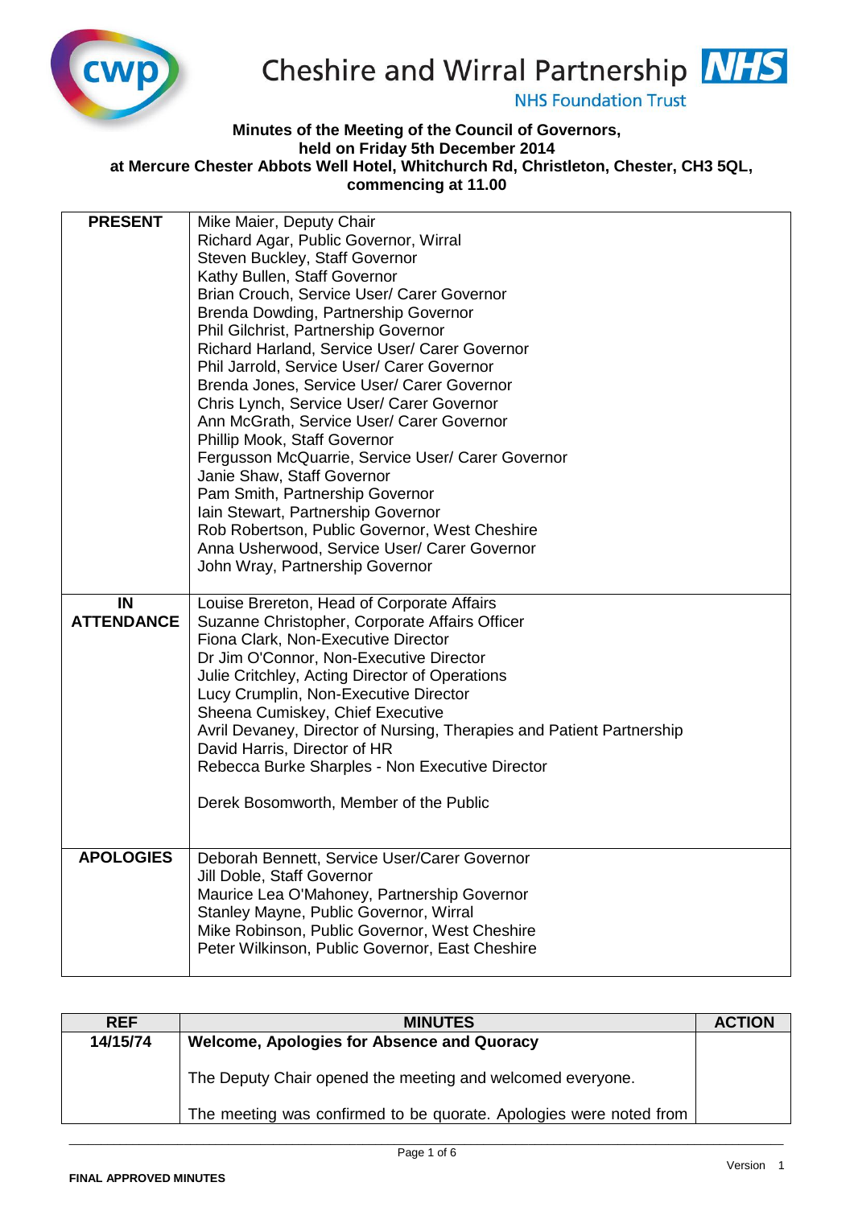Cheshire and Wirral Partnership NHS Foundation Trust

**Minutes of the Meeting of the Council of Governors,**
**held on Friday 5th December 2014**
**at Mercure Chester Abbots Well Hotel, Whitchurch Rd, Christleton, Chester, CH3 5QL,**
**commencing at 11.00**

| | |
|---|---|
| **PRESENT** | Mike Maier, Deputy Chair<br>Richard Agar, Public Governor, Wirral<br>Steven Buckley, Staff Governor<br>Kathy Bullen, Staff Governor<br>Brian Crouch, Service User/ Carer Governor<br>Brenda Dowding, Partnership Governor<br>Phil Gilchrist, Partnership Governor<br>Richard Harland, Service User/ Carer Governor<br>Phil Jarrold, Service User/ Carer Governor<br>Brenda Jones, Service User/ Carer Governor<br>Chris Lynch, Service User/ Carer Governor<br>Ann McGrath, Service User/ Carer Governor<br>Phillip Mook, Staff Governor<br>Fergusson McQuarrie, Service User/ Carer Governor<br>Janie Shaw, Staff Governor<br>Pam Smith, Partnership Governor<br>Iain Stewart, Partnership Governor<br>Rob Robertson, Public Governor, West Cheshire<br>Anna Usherwood, Service User/ Carer Governor<br>John Wray, Partnership Governor |
| **IN ATTENDANCE** | Louise Brereton, Head of Corporate Affairs<br>Suzanne Christopher, Corporate Affairs Officer<br>Fiona Clark, Non-Executive Director<br>Dr Jim O'Connor, Non-Executive Director<br>Julie Critchley, Acting Director of Operations<br>Lucy Crumplin, Non-Executive Director<br>Sheena Cumiskey, Chief Executive<br>Avril Devaney, Director of Nursing, Therapies and Patient Partnership<br>David Harris, Director of HR<br>Rebecca Burke Sharples - Non Executive Director<br><br>Derek Bosomworth, Member of the Public |
| **APOLOGIES** | Deborah Bennett, Service User/Carer Governor<br>Jill Doble, Staff Governor<br>Maurice Lea O'Mahoney, Partnership Governor<br>Stanley Mayne, Public Governor, Wirral<br>Mike Robinson, Public Governor, West Cheshire<br>Peter Wilkinson, Public Governor, East Cheshire |

| REF | MINUTES | ACTION |
|---|---|---|
| **14/15/74** | **Welcome, Apologies for Absence and Quoracy**<br><br>The Deputy Chair opened the meeting and welcomed everyone.<br><br>The meeting was confirmed to be quorate. Apologies were noted from | |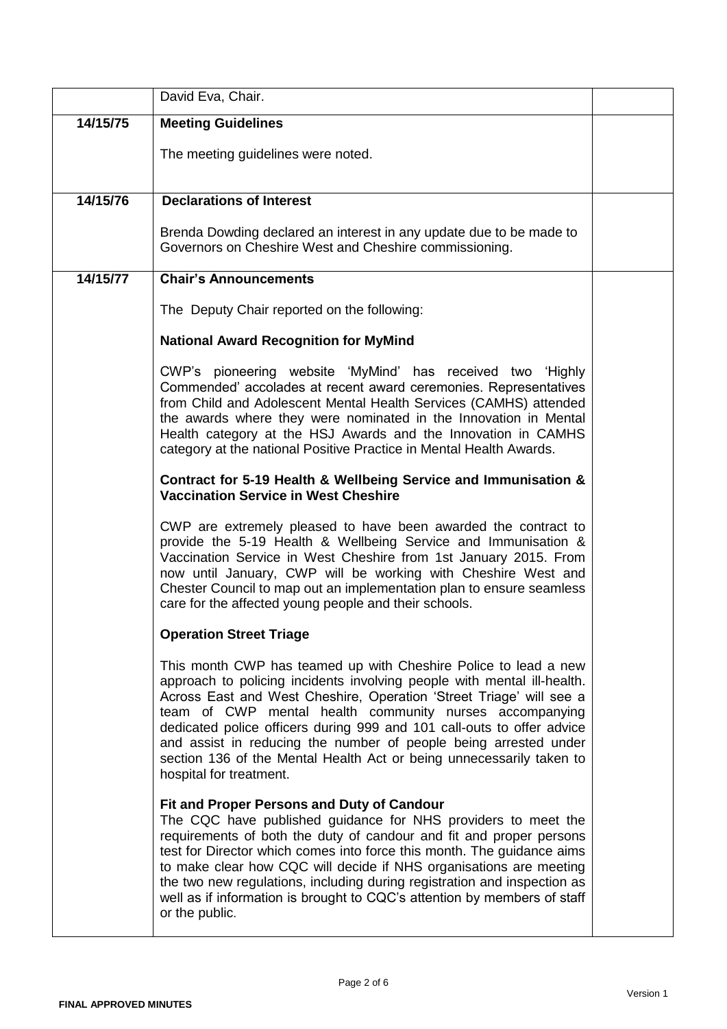| | | |
|---|---|---|
| | David Eva, Chair. | |
| **14/15/75** | **Meeting Guidelines**<br><br>The meeting guidelines were noted. | |
| **14/15/76** | **Declarations of Interest**<br><br>Brenda Dowding declared an interest in any update due to be made to Governors on Cheshire West and Cheshire commissioning. | |
| **14/15/77** | **Chair's Announcements**<br><br>The Deputy Chair reported on the following:<br><br>**National Award Recognition for MyMind**<br><br>CWP's pioneering website 'MyMind' has received two 'Highly Commended' accolades at recent award ceremonies. Representatives from Child and Adolescent Mental Health Services (CAMHS) attended the awards where they were nominated in the Innovation in Mental Health category at the HSJ Awards and the Innovation in CAMHS category at the national Positive Practice in Mental Health Awards.<br><br>**Contract for 5-19 Health & Wellbeing Service and Immunisation & Vaccination Service in West Cheshire**<br><br>CWP are extremely pleased to have been awarded the contract to provide the 5-19 Health & Wellbeing Service and Immunisation & Vaccination Service in West Cheshire from 1st January 2015. From now until January, CWP will be working with Cheshire West and Chester Council to map out an implementation plan to ensure seamless care for the affected young people and their schools.<br><br>**Operation Street Triage**<br><br>This month CWP has teamed up with Cheshire Police to lead a new approach to policing incidents involving people with mental ill-health. Across East and West Cheshire, Operation 'Street Triage' will see a team of CWP mental health community nurses accompanying dedicated police officers during 999 and 101 call-outs to offer advice and assist in reducing the number of people being arrested under section 136 of the Mental Health Act or being unnecessarily taken to hospital for treatment.<br><br>**Fit and Proper Persons and Duty of Candour**<br>The CQC have published guidance for NHS providers to meet the requirements of both the duty of candour and fit and proper persons test for Director which comes into force this month. The guidance aims to make clear how CQC will decide if NHS organisations are meeting the two new regulations, including during registration and inspection as well as if information is brought to CQC's attention by members of staff or the public. | |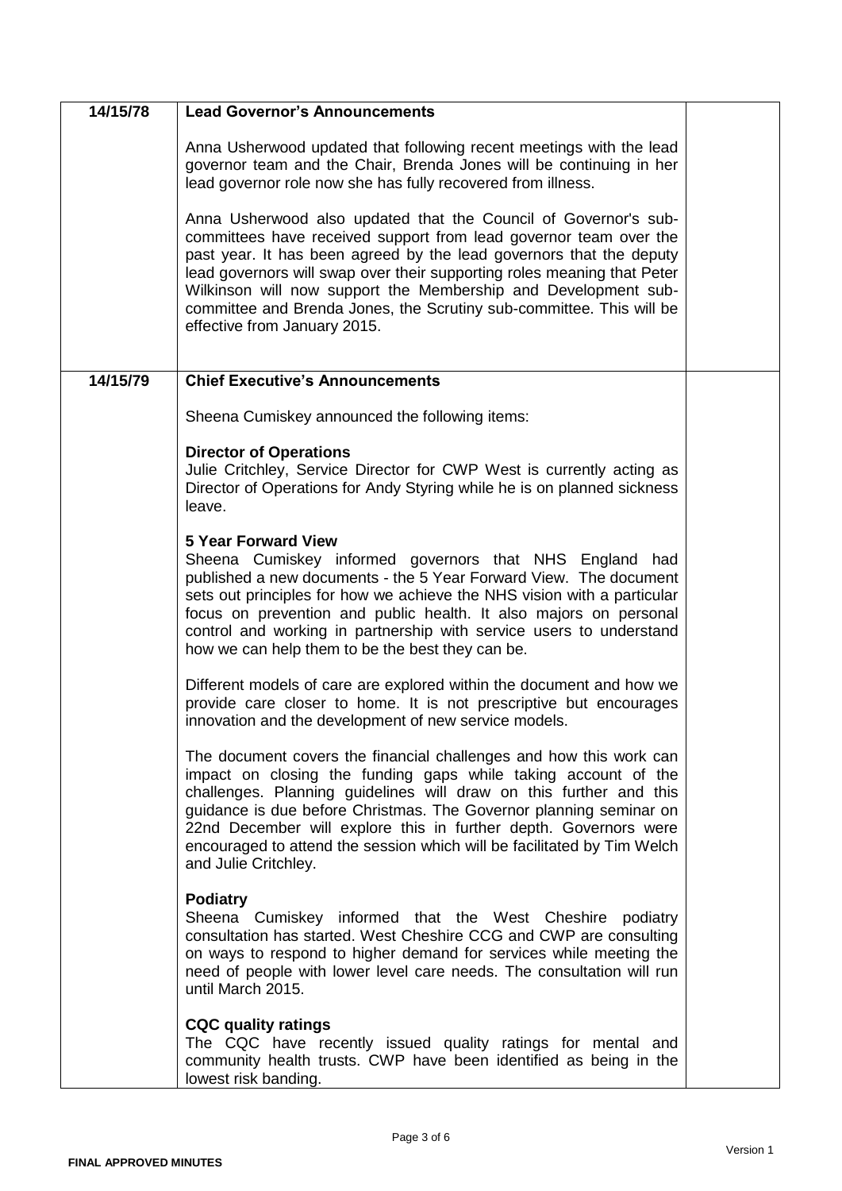| | | |
|---|---|---|
| 14/15/78 | **Lead Governor's Announcements**<br><br>Anna Usherwood updated that following recent meetings with the lead governor team and the Chair, Brenda Jones will be continuing in her lead governor role now she has fully recovered from illness.<br><br>Anna Usherwood also updated that the Council of Governor's sub-committees have received support from lead governor team over the past year. It has been agreed by the lead governors that the deputy lead governors will swap over their supporting roles meaning that Peter Wilkinson will now support the Membership and Development sub-committee and Brenda Jones, the Scrutiny sub-committee. This will be effective from January 2015. | |
| 14/15/79 | **Chief Executive's Announcements**<br><br>Sheena Cumiskey announced the following items:<br><br>**Director of Operations**<br>Julie Critchley, Service Director for CWP West is currently acting as Director of Operations for Andy Styring while he is on planned sickness leave.<br><br>**5 Year Forward View**<br>Sheena Cumiskey informed governors that NHS England had published a new documents - the 5 Year Forward View. The document sets out principles for how we achieve the NHS vision with a particular focus on prevention and public health. It also majors on personal control and working in partnership with service users to understand how we can help them to be the best they can be.<br><br>Different models of care are explored within the document and how we provide care closer to home. It is not prescriptive but encourages innovation and the development of new service models.<br><br>The document covers the financial challenges and how this work can impact on closing the funding gaps while taking account of the challenges. Planning guidelines will draw on this further and this guidance is due before Christmas. The Governor planning seminar on 22nd December will explore this in further depth. Governors were encouraged to attend the session which will be facilitated by Tim Welch and Julie Critchley.<br><br>**Podiatry**<br>Sheena Cumiskey informed that the West Cheshire podiatry consultation has started. West Cheshire CCG and CWP are consulting on ways to respond to higher demand for services while meeting the need of people with lower level care needs. The consultation will run until March 2015.<br><br>**CQC quality ratings**<br>The CQC have recently issued quality ratings for mental and community health trusts. CWP have been identified as being in the lowest risk banding. | |

FINAL APPROVED MINUTES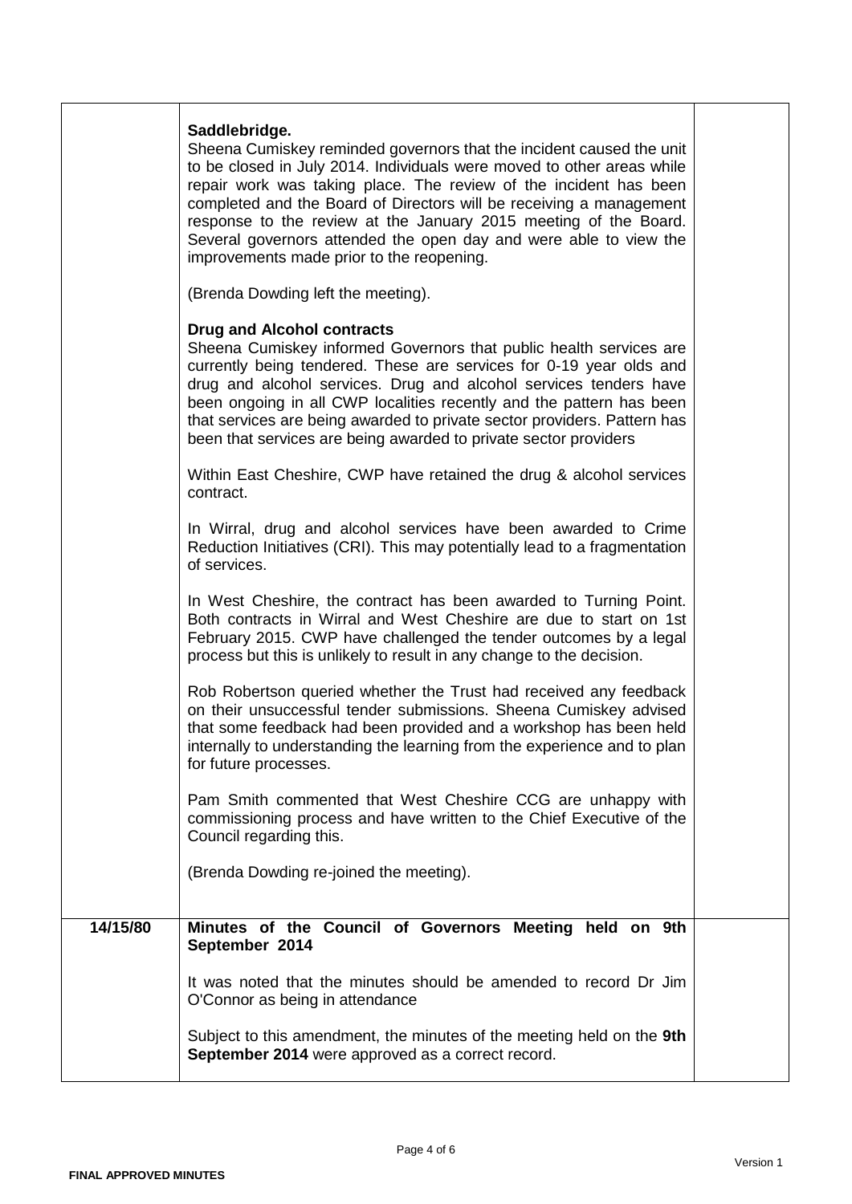| | | |
|---|---|---|
| | **Saddlebridge.**<br>Sheena Cumiskey reminded governors that the incident caused the unit to be closed in July 2014. Individuals were moved to other areas while repair work was taking place. The review of the incident has been completed and the Board of Directors will be receiving a management response to the review at the January 2015 meeting of the Board. Several governors attended the open day and were able to view the improvements made prior to the reopening.<br><br>(Brenda Dowding left the meeting).<br><br>**Drug and Alcohol contracts**<br>Sheena Cumiskey informed Governors that public health services are currently being tendered. These are services for 0-19 year olds and drug and alcohol services. Drug and alcohol services tenders have been ongoing in all CWP localities recently and the pattern has been that services are being awarded to private sector providers. Pattern has been that services are being awarded to private sector providers<br><br>Within East Cheshire, CWP have retained the drug & alcohol services contract.<br><br>In Wirral, drug and alcohol services have been awarded to Crime Reduction Initiatives (CRI). This may potentially lead to a fragmentation of services.<br><br>In West Cheshire, the contract has been awarded to Turning Point. Both contracts in Wirral and West Cheshire are due to start on 1st February 2015. CWP have challenged the tender outcomes by a legal process but this is unlikely to result in any change to the decision.<br><br>Rob Robertson queried whether the Trust had received any feedback on their unsuccessful tender submissions. Sheena Cumiskey advised that some feedback had been provided and a workshop has been held internally to understanding the learning from the experience and to plan for future processes.<br><br>Pam Smith commented that West Cheshire CCG are unhappy with commissioning process and have written to the Chief Executive of the Council regarding this.<br><br>(Brenda Dowding re-joined the meeting). | |
| **14/15/80** | **Minutes of the Council of Governors Meeting held on 9th September 2014**<br><br>It was noted that the minutes should be amended to record Dr Jim O'Connor as being in attendance<br><br>Subject to this amendment, the minutes of the meeting held on the **9th September 2014** were approved as a correct record. | |

FINAL APPROVED MINUTES

Version 1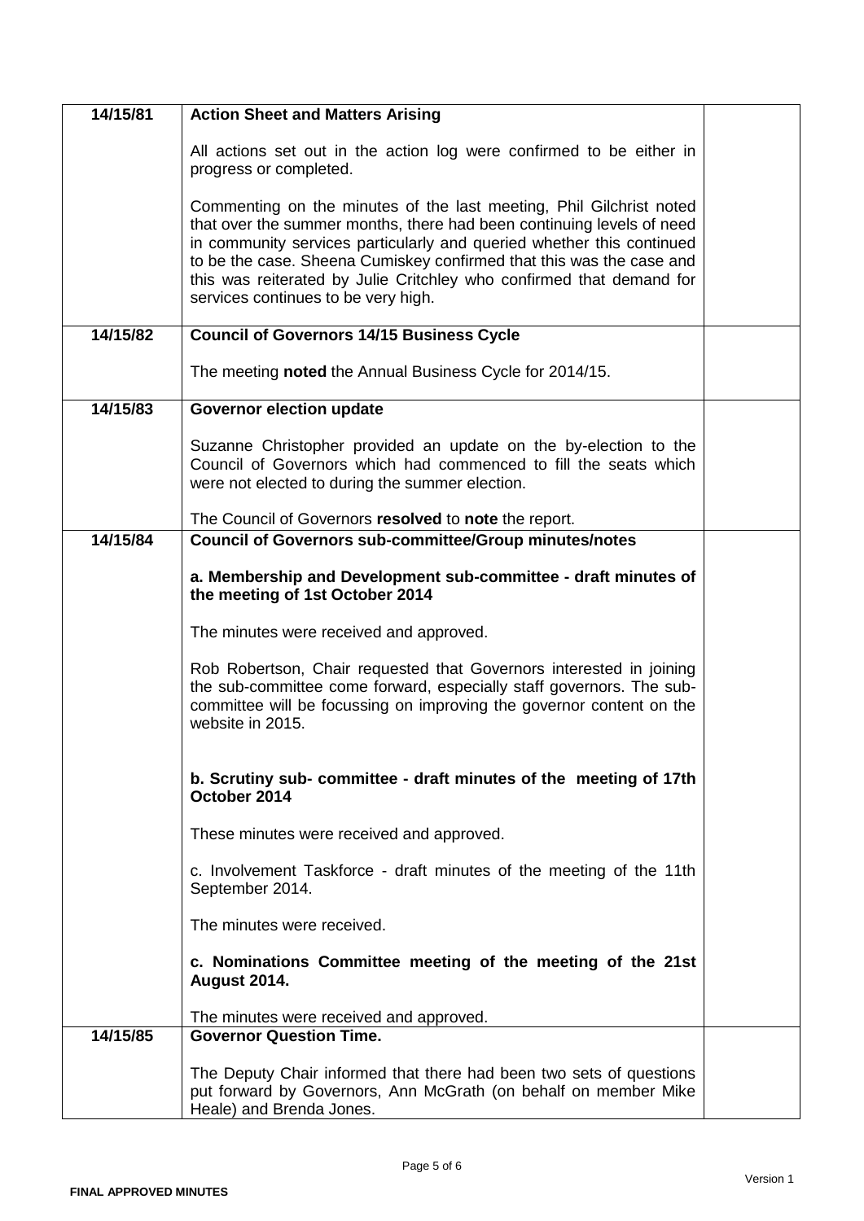| | | |
|---|---|---|
| 14/15/81 | **Action Sheet and Matters Arising**<br><br>All actions set out in the action log were confirmed to be either in progress or completed.<br><br>Commenting on the minutes of the last meeting, Phil Gilchrist noted that over the summer months, there had been continuing levels of need in community services particularly and queried whether this continued to be the case. Sheena Cumiskey confirmed that this was the case and this was reiterated by Julie Critchley who confirmed that demand for services continues to be very high. | |
| 14/15/82 | **Council of Governors 14/15 Business Cycle**<br><br>The meeting **noted** the Annual Business Cycle for 2014/15. | |
| 14/15/83 | **Governor election update**<br><br>Suzanne Christopher provided an update on the by-election to the Council of Governors which had commenced to fill the seats which were not elected to during the summer election.<br><br>The Council of Governors **resolved** to **note** the report. | |
| 14/15/84 | **Council of Governors sub-committee/Group minutes/notes**<br><br>**a. Membership and Development sub-committee - draft minutes of the meeting of 1st October 2014**<br><br>The minutes were received and approved.<br><br>Rob Robertson, Chair requested that Governors interested in joining the sub-committee come forward, especially staff governors. The sub-committee will be focussing on improving the governor content on the website in 2015.<br><br>**b. Scrutiny sub- committee - draft minutes of the meeting of 17th October 2014**<br><br>These minutes were received and approved.<br><br>c. Involvement Taskforce - draft minutes of the meeting of the 11th September 2014.<br><br>The minutes were received.<br><br>**c. Nominations Committee meeting of the meeting of the 21st August 2014.**<br><br>The minutes were received and approved. | |
| 14/15/85 | **Governor Question Time.**<br><br>The Deputy Chair informed that there had been two sets of questions put forward by Governors, Ann McGrath (on behalf on member Mike Heale) and Brenda Jones. | |

FINAL APPROVED MINUTES

Version 1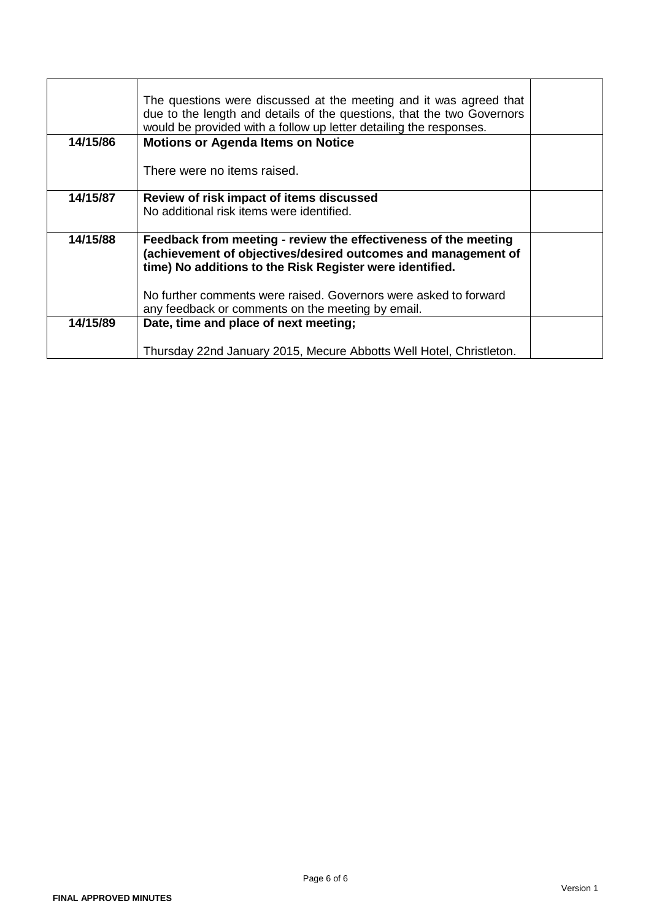| | | |
|---|---|---|
| | The questions were discussed at the meeting and it was agreed that due to the length and details of the questions, that the two Governors would be provided with a follow up letter detailing the responses. | |
| **14/15/86** | **Motions or Agenda Items on Notice**<br><br>There were no items raised. | |
| **14/15/87** | **Review of risk impact of items discussed**<br>No additional risk items were identified. | |
| **14/15/88** | **Feedback from meeting - review the effectiveness of the meeting (achievement of objectives/desired outcomes and management of time) No additions to the Risk Register were identified.**<br><br>No further comments were raised. Governors were asked to forward any feedback or comments on the meeting by email. | |
| **14/15/89** | **Date, time and place of next meeting;**<br><br>Thursday 22nd January 2015, Mecure Abbotts Well Hotel, Christleton. | |

**FINAL APPROVED MINUTES**

Version 1